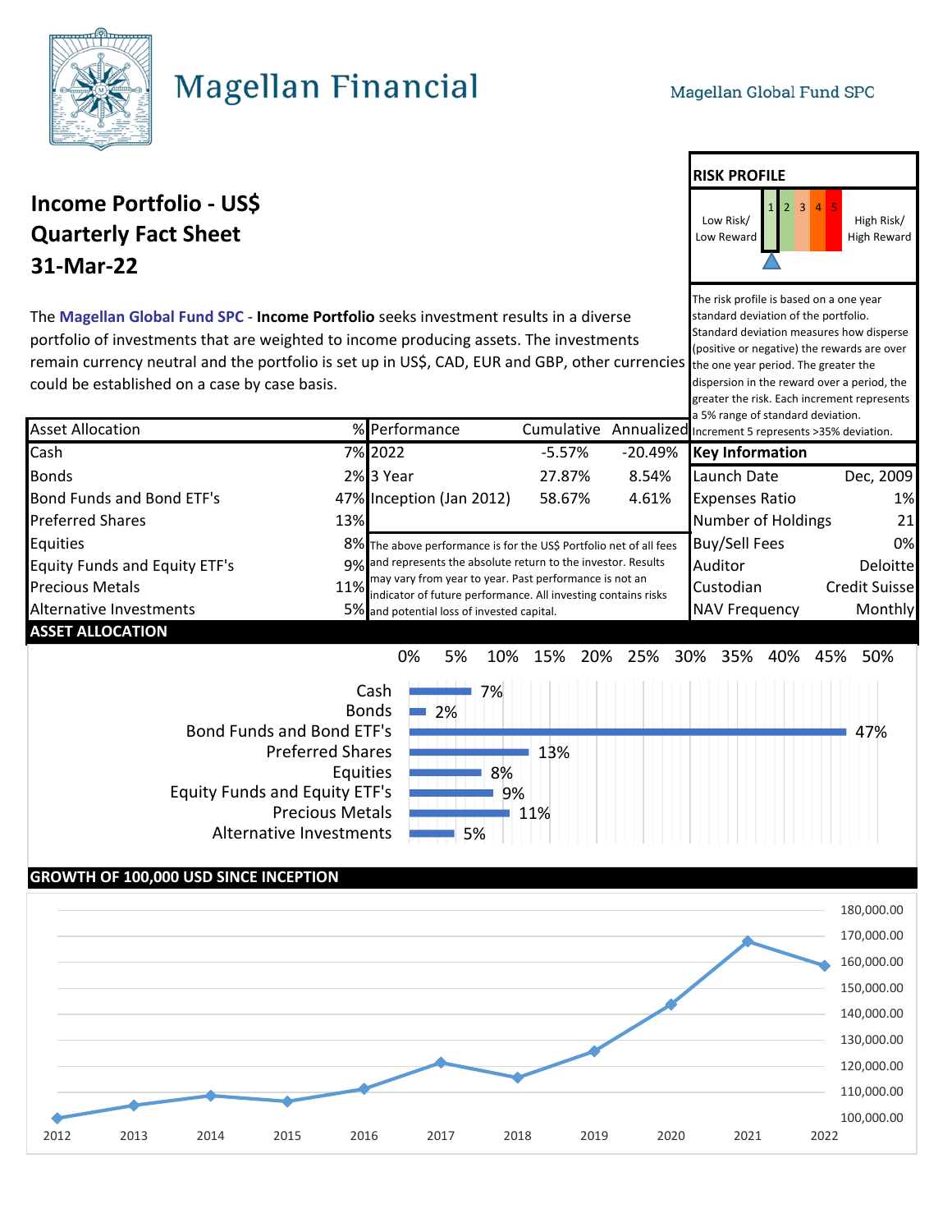# Magellan Financial

Magellan Global Fund SPC

## Income Portfolio - US$
## Quarterly Fact Sheet
## 31-Mar-22

The **Magellan Global Fund SPC** - **Income Portfolio** seeks investment results in a diverse portfolio of investments that are weighted to income producing assets. The investments remain currency neutral and the portfolio is set up in US$, CAD, EUR and GBP, other currencies could be established on a case by case basis.

### RISK PROFILE

Low Risk/ Low Reward | 1 | 2 | 3 | 4 | 5 | High Risk/ High Reward

The risk profile is based on a one year standard deviation of the portfolio. Standard deviation measures how disperse (positive or negative) the rewards are over the one year period. The greater the dispersion in the reward over a period, the greater the risk. Each increment represents a 5% range of standard deviation. Increment 5 represents >35% deviation.

| Asset Allocation | % |
|---|---|
| Cash | 7% |
| Bonds | 2% |
| Bond Funds and Bond ETF's | 47% |
| Preferred Shares | 13% |
| Equities | 8% |
| Equity Funds and Equity ETF's | 9% |
| Precious Metals | 11% |
| Alternative Investments | 5% |

| Performance | Cumulative | Annualized |
|---|---|---|
| 2022 | -5.57% | -20.49% |
| 3 Year | 27.87% | 8.54% |
| Inception (Jan 2012) | 58.67% | 4.61% |

The above performance is for the US$ Portfolio net of all fees and represents the absolute return to the investor. Results may vary from year to year. Past performance is not an indicator of future performance. All investing contains risks and potential loss of invested capital.

| Key Information | |
|---|---|
| Launch Date | Dec, 2009 |
| Expenses Ratio | 1% |
| Number of Holdings | 21 |
| Buy/Sell Fees | 0% |
| Auditor | Deloitte |
| Custodian | Credit Suisse |
| NAV Frequency | Monthly |

### ASSET ALLOCATION

| Asset | % |
|---|---|
| Cash | 7% |
| Bonds | 2% |
| Bond Funds and Bond ETF's | 47% |
| Preferred Shares | 13% |
| Equities | 8% |
| Equity Funds and Equity ETF's | 9% |
| Precious Metals | 11% |
| Alternative Investments | 5% |

### GROWTH OF 100,000 USD SINCE INCEPTION

Y-axis: 100,000.00 – 180,000.00; X-axis: 2012 – 2022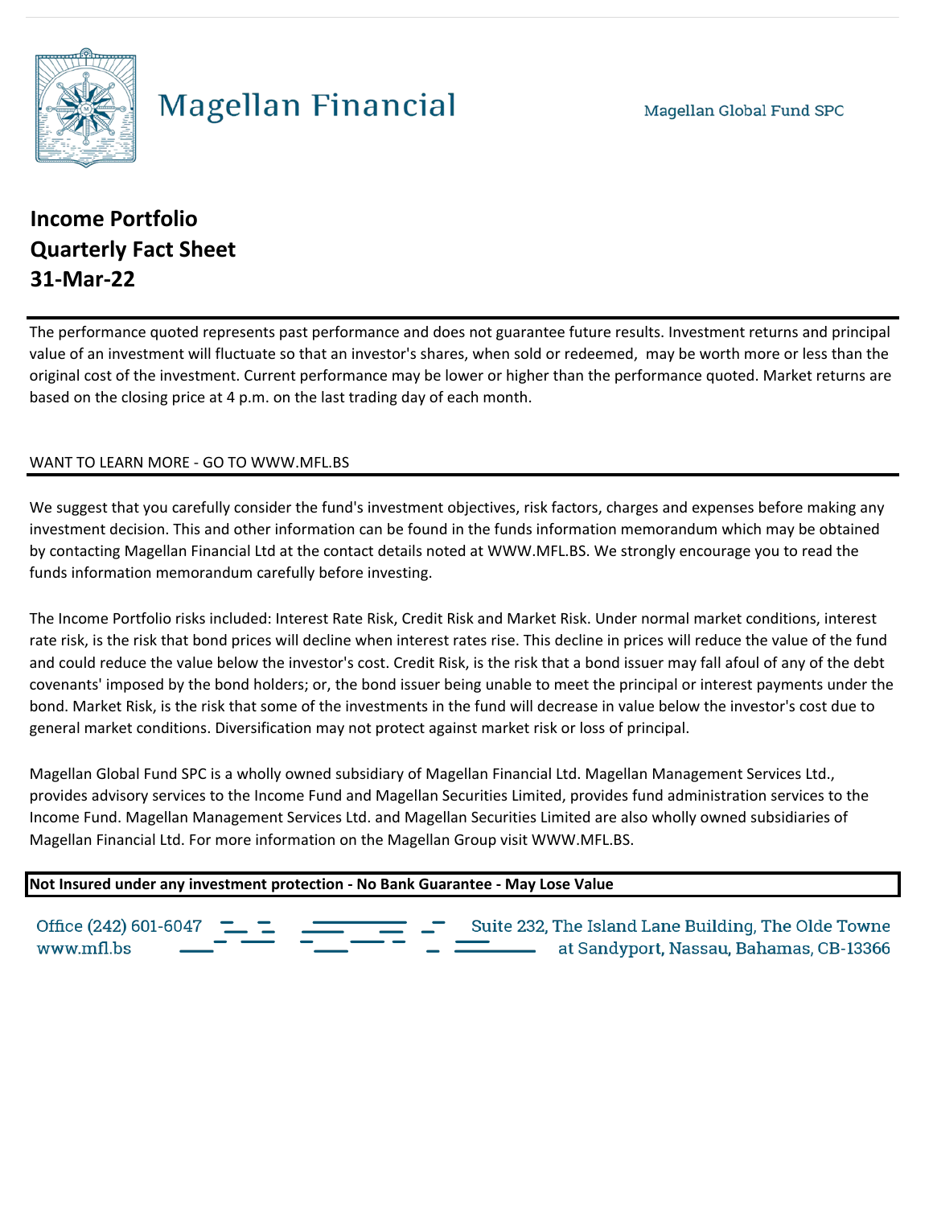Magellan Financial

Magellan Global Fund SPC

# Income Portfolio
# Quarterly Fact Sheet
# 31-Mar-22

The performance quoted represents past performance and does not guarantee future results. Investment returns and principal value of an investment will fluctuate so that an investor's shares, when sold or redeemed, may be worth more or less than the original cost of the investment. Current performance may be lower or higher than the performance quoted. Market returns are based on the closing price at 4 p.m. on the last trading day of each month.

WANT TO LEARN MORE - GO TO WWW.MFL.BS

We suggest that you carefully consider the fund's investment objectives, risk factors, charges and expenses before making any investment decision. This and other information can be found in the funds information memorandum which may be obtained by contacting Magellan Financial Ltd at the contact details noted at WWW.MFL.BS. We strongly encourage you to read the funds information memorandum carefully before investing.

The Income Portfolio risks included: Interest Rate Risk, Credit Risk and Market Risk. Under normal market conditions, interest rate risk, is the risk that bond prices will decline when interest rates rise. This decline in prices will reduce the value of the fund and could reduce the value below the investor's cost. Credit Risk, is the risk that a bond issuer may fall afoul of any of the debt covenants' imposed by the bond holders; or, the bond issuer being unable to meet the principal or interest payments under the bond. Market Risk, is the risk that some of the investments in the fund will decrease in value below the investor's cost due to general market conditions. Diversification may not protect against market risk or loss of principal.

Magellan Global Fund SPC is a wholly owned subsidiary of Magellan Financial Ltd. Magellan Management Services Ltd., provides advisory services to the Income Fund and Magellan Securities Limited, provides fund administration services to the Income Fund. Magellan Management Services Ltd. and Magellan Securities Limited are also wholly owned subsidiaries of Magellan Financial Ltd. For more information on the Magellan Group visit WWW.MFL.BS.

**Not Insured under any investment protection - No Bank Guarantee - May Lose Value**

Office (242) 601-6047
www.mfl.bs

Suite 232, The Island Lane Building, The Olde Towne at Sandyport, Nassau, Bahamas, CB-13366